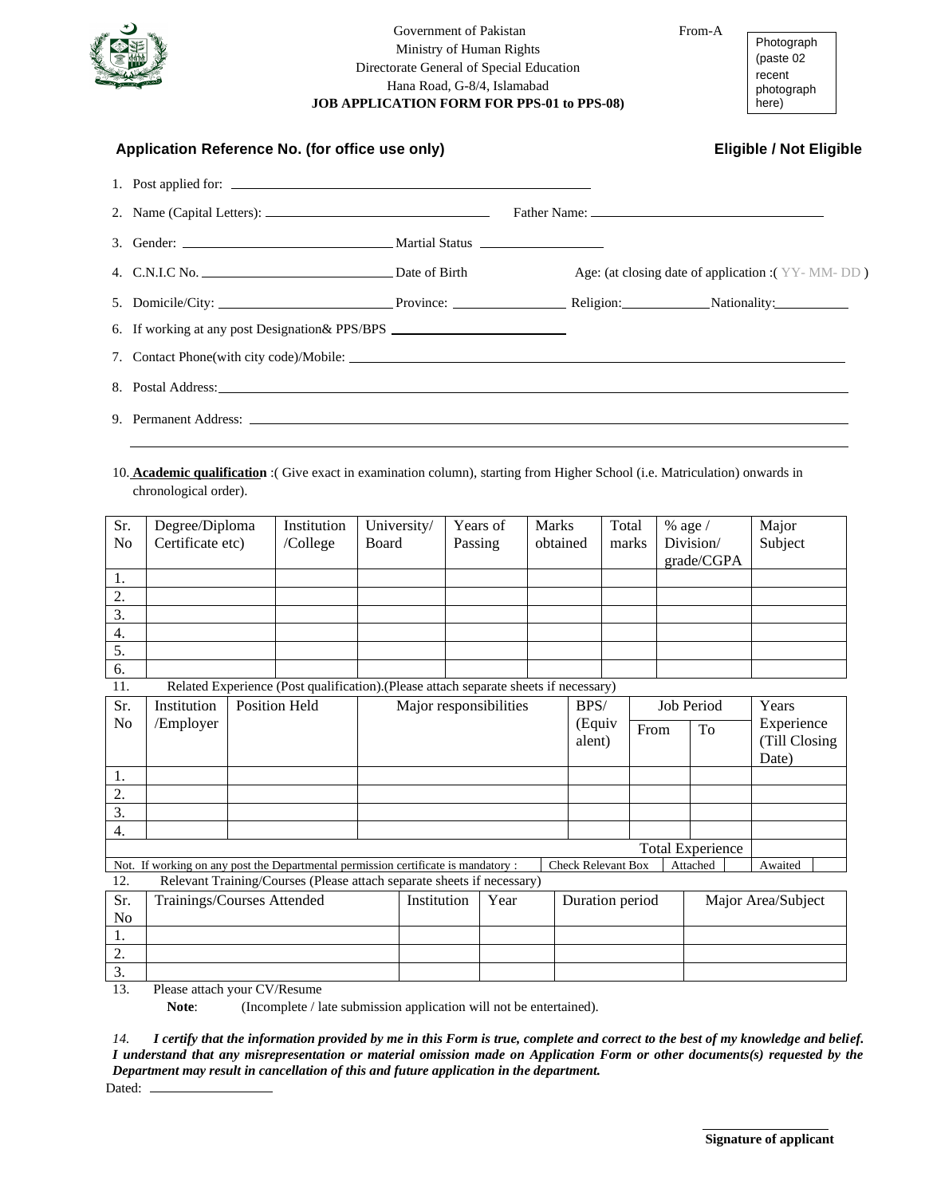Government of Pakistan
Ministry of Human Rights
Directorate General of Special Education
Hana Road, G-8/4, Islamabad

**JOB APPLICATION FORM FOR PPS-01 to PPS-08)**

From-A

Photograph (paste 02 recent photograph here)

**Application Reference No. (for office use only)** **Eligible / Not Eligible**

1. Post applied for: ______________________________
2. Name (Capital Letters): ______________________ Father Name: ______________________
3. Gender: ______________________ Martial Status ______________
4. C.N.I.C No. ______________________ Date of Birth Age: (at closing date of application :( YY- MM- DD )
5. Domicile/City: ______________________ Province: ______________ Religion:__________ Nationality:__________
6. If working at any post Designation& PPS/BPS ______________________
7. Contact Phone(with city code)/Mobile: ______________________
8. Postal Address:______________________
9. Permanent Address: ______________________

10. **Academic qualification** :( Give exact in examination column), starting from Higher School (i.e. Matriculation) onwards in chronological order).

| Sr. No | Degree/Diploma Certificate etc) | Institution /College | University/ Board | Years of Passing | Marks obtained | Total marks | % age / Division/ grade/CGPA | Major Subject |
|---|---|---|---|---|---|---|---|---|
| 1. | | | | | | | | |
| 2. | | | | | | | | |
| 3. | | | | | | | | |
| 4. | | | | | | | | |
| 5. | | | | | | | | |
| 6. | | | | | | | | |

11. Related Experience (Post qualification).(Please attach separate sheets if necessary)

| Sr. No | Institution /Employer | Position Held | Major responsibilities | BPS/ (Equivalent) | Job Period | | Years Experience (Till Closing Date) |
|---|---|---|---|---|---|---|---|
| | | | | | From | To | |
| 1. | | | | | | | |
| 2. | | | | | | | |
| 3. | | | | | | | |
| 4. | | | | | | | |
| | | | | | Total Experience | | |

Not. If working on any post the Departmental permission certificate is mandatory : Check Relevant Box ☐ Attached ☐ Awaited ☐

12. Relevant Training/Courses (Please attach separate sheets if necessary)

| Sr. No | Trainings/Courses Attended | Institution | Year | Duration period | Major Area/Subject |
|---|---|---|---|---|---|
| 1. | | | | | |
| 2. | | | | | |
| 3. | | | | | |

13. Please attach your CV/Resume

**Note**: (Incomplete / late submission application will not be entertained).

*14.* ***I certify that the information provided by me in this Form is true, complete and correct to the best of my knowledge and belief. I understand that any misrepresentation or material omission made on Application Form or other documents(s) requested by the Department may result in cancellation of this and future application in the department.***

Dated: ______________

______________
**Signature of applicant**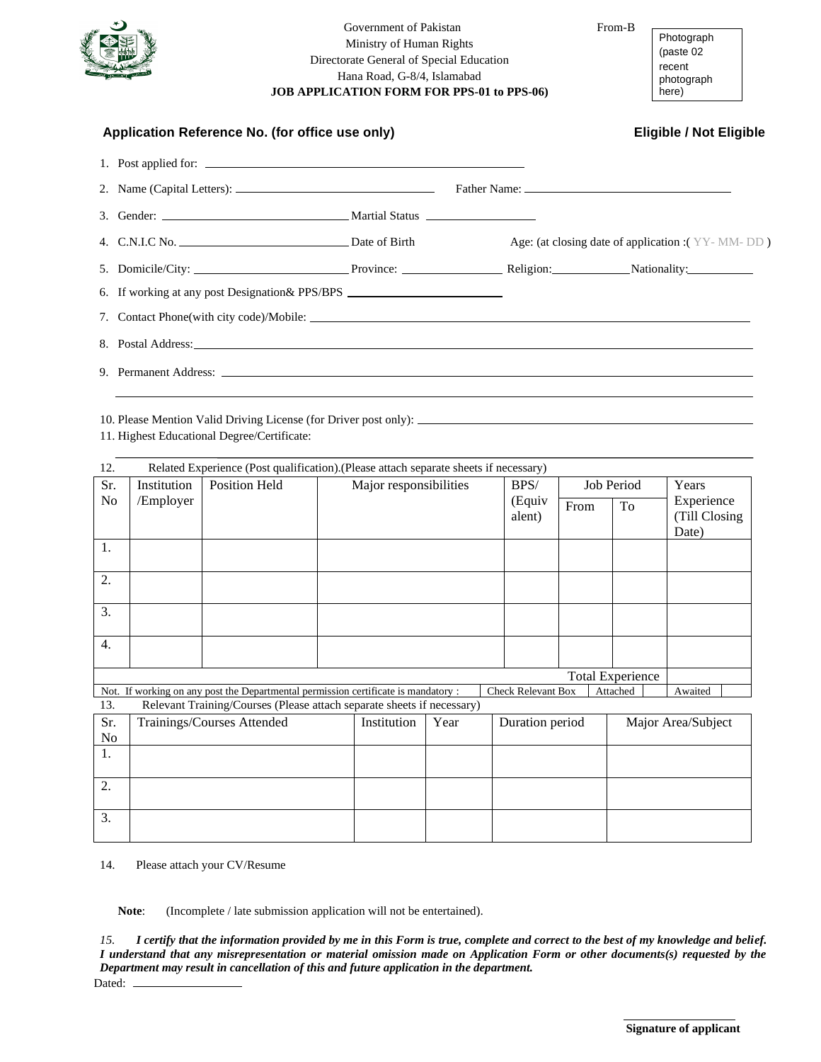Government of Pakistan
Ministry of Human Rights
Directorate General of Special Education
Hana Road, G-8/4, Islamabad
**JOB APPLICATION FORM FOR PPS-01 to PPS-06)**

From-B

Photograph (paste 02 recent photograph here)

**Application Reference No. (for office use only)** **Eligible / Not Eligible**

1. Post applied for: ____________________
2. Name (Capital Letters): ____________________ Father Name: ____________________
3. Gender: ____________________ Martial Status ____________________
4. C.N.I.C No. ____________________ Date of Birth Age: (at closing date of application :( YY- MM- DD )
5. Domicile/City: ____________________ Province: ____________________ Religion: ____________________ Nationality: ____________________
6. If working at any post Designation& PPS/BPS ____________________
7. Contact Phone(with city code)/Mobile: ____________________
8. Postal Address: ____________________
9. Permanent Address: ____________________

10. Please Mention Valid Driving License (for Driver post only): ____________________
11. Highest Educational Degree/Certificate:

12. Related Experience (Post qualification).(Please attach separate sheets if necessary)

| Sr. No | Institution /Employer | Position Held | Major responsibilities | BPS/ (Equivalent) | Job Period | | Years Experience (Till Closing Date) |
|---|---|---|---|---|---|---|---|
| | | | | | From | To | |
| 1. | | | | | | | |
| 2. | | | | | | | |
| 3. | | | | | | | |
| 4. | | | | | | | |
| | | | | | Total Experience | | |

Not. If working on any post the Departmental permission certificate is mandatory : Check Relevant Box | Attached ☐ | Awaited ☐

13. Relevant Training/Courses (Please attach separate sheets if necessary)

| Sr. No | Trainings/Courses Attended | Institution | Year | Duration period | Major Area/Subject |
|---|---|---|---|---|---|
| 1. | | | | | |
| 2. | | | | | |
| 3. | | | | | |

14. Please attach your CV/Resume

**Note**: (Incomplete / late submission application will not be entertained).

*15.* ***I certify that the information provided by me in this Form is true, complete and correct to the best of my knowledge and belief. I understand that any misrepresentation or material omission made on Application Form or other documents(s) requested by the Department may result in cancellation of this and future application in the department.***

Dated: ____________________

**Signature of applicant**